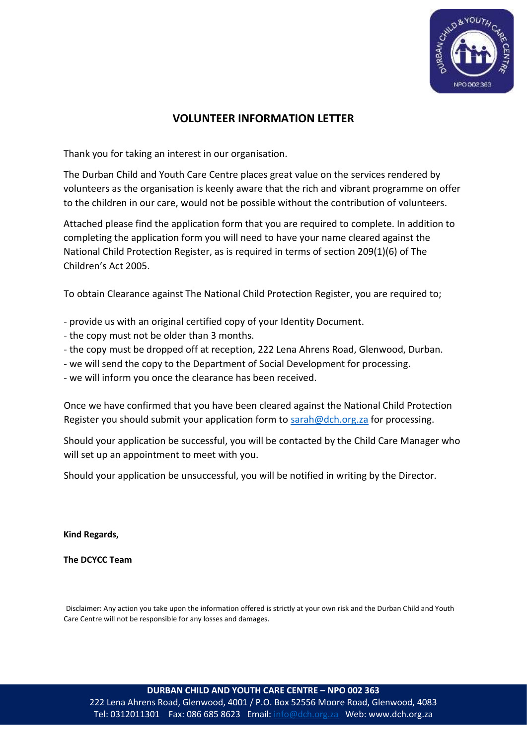## VOLUNTEER INFORMATION LETTER

Thank you for taking an interest in our organisation.

The Durban Child and Youth Care Centre places great value on the services rendered by volunteers as the organisation is keenly aware that the rich and vibrant programme on offer to the children in our care, would not be possible without the contribution of volunteers.

Attached please find the application form that you are required to complete. In addition to completing the application form you will need to have your name cleared against the National Child Protection Register, as is required in terms of section 209(1)(6) of The Children's Act 2005.

To obtain Clearance against The National Child Protection Register, you are required to;

- provide us with an original certified copy of your Identity Document.
- the copy must not be older than 3 months.
- the copy must be dropped off at reception, 222 Lena Ahrens Road, Glenwood, Durban.
- we will send the copy to the Department of Social Development for processing.
- we will inform you once the clearance has been received.

Once we have confirmed that you have been cleared against the National Child Protection Register you should submit your application form to sarah@dch.org.za for processing.

Should your application be successful, you will be contacted by the Child Care Manager who will set up an appointment to meet with you.

Should your application be unsuccessful, you will be notified in writing by the Director.

**Kind Regards,**

**The DCYCC Team**

Disclaimer: Any action you take upon the information offered is strictly at your own risk and the Durban Child and Youth Care Centre will not be responsible for any losses and damages.

**DURBAN CHILD AND YOUTH CARE CENTRE – NPO 002 363**
222 Lena Ahrens Road, Glenwood, 4001 / P.O. Box 52556 Moore Road, Glenwood, 4083
Tel: 0312011301 Fax: 086 685 8623 Email: info@dch.org.za Web: www.dch.org.za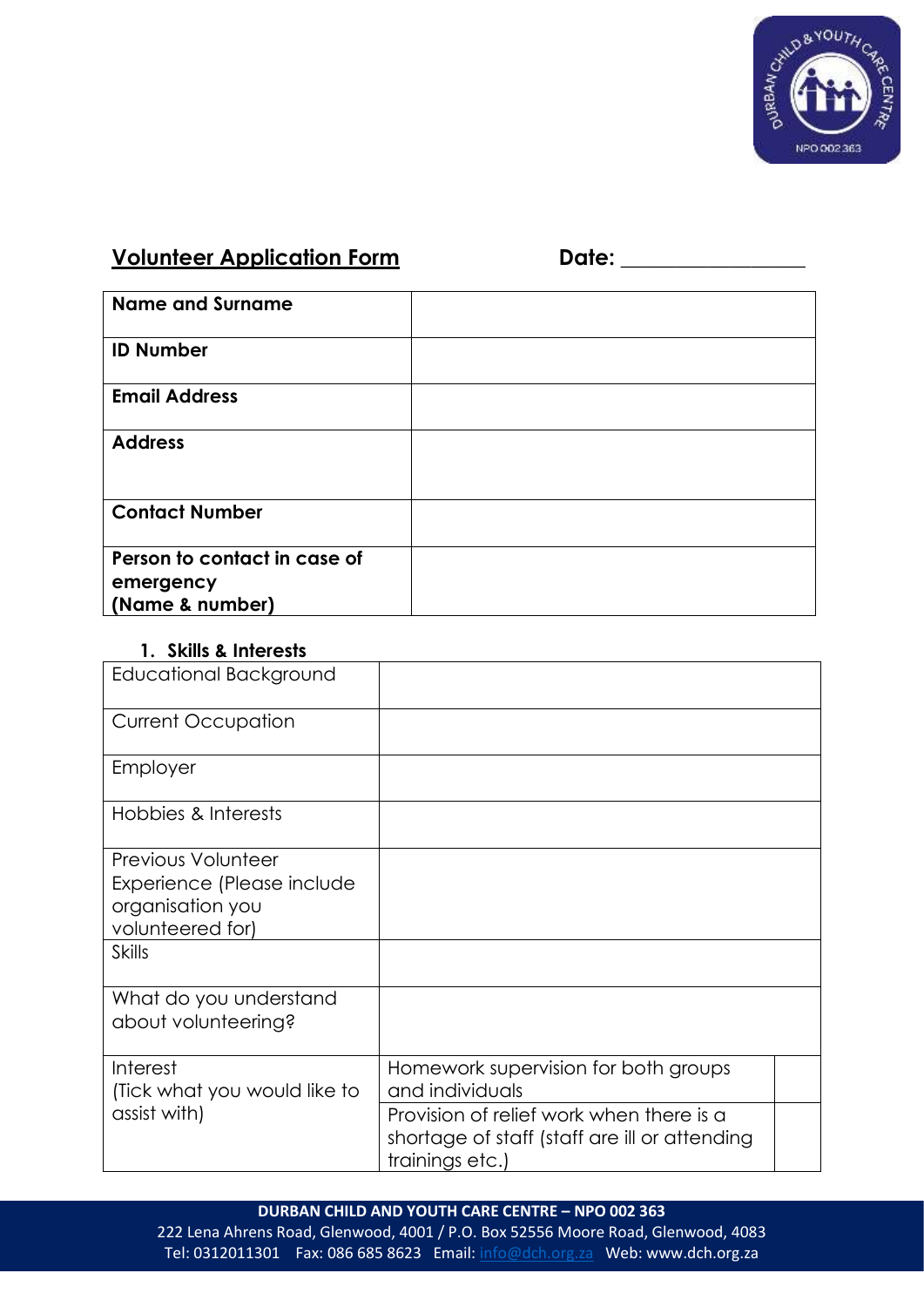## Volunteer Application Form

**Date:** ________________

| **Name and Surname** | |
|---|---|
| **ID Number** | |
| **Email Address** | |
| **Address** | |
| **Contact Number** | |
| **Person to contact in case of emergency (Name & number)** | |

### 1. Skills & Interests

| Educational Background | | |
|---|---|---|
| Current Occupation | | |
| Employer | | |
| Hobbies & Interests | | |
| Previous Volunteer Experience (Please include organisation you volunteered for) | | |
| Skills | | |
| What do you understand about volunteering? | | |
| Interest (Tick what you would like to assist with) | Homework supervision for both groups and individuals | |
| | Provision of relief work when there is a shortage of staff (staff are ill or attending trainings etc.) | |

**DURBAN CHILD AND YOUTH CARE CENTRE – NPO 002 363**
222 Lena Ahrens Road, Glenwood, 4001 / P.O. Box 52556 Moore Road, Glenwood, 4083
Tel: 0312011301 Fax: 086 685 8623 Email: info@dch.org.za Web: www.dch.org.za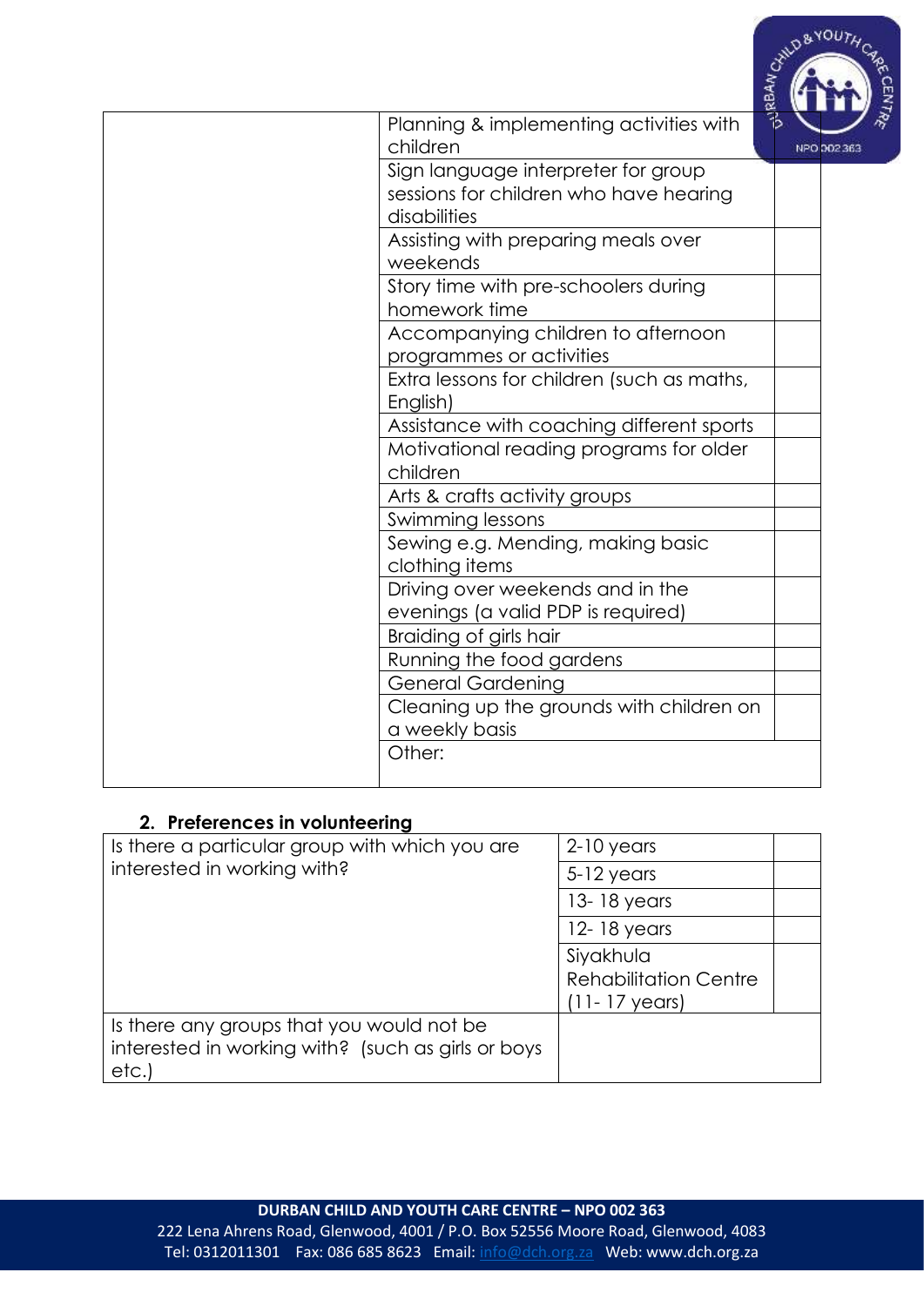| | | |
|---|---|---|
| | Planning & implementing activities with children | |
| | Sign language interpreter for group sessions for children who have hearing disabilities | |
| | Assisting with preparing meals over weekends | |
| | Story time with pre-schoolers during homework time | |
| | Accompanying children to afternoon programmes or activities | |
| | Extra lessons for children (such as maths, English) | |
| | Assistance with coaching different sports | |
| | Motivational reading programs for older children | |
| | Arts & crafts activity groups | |
| | Swimming lessons | |
| | Sewing e.g. Mending, making basic clothing items | |
| | Driving over weekends and in the evenings (a valid PDP is required) | |
| | Braiding of girls hair | |
| | Running the food gardens | |
| | General Gardening | |
| | Cleaning up the grounds with children on a weekly basis | |
| | Other: | |

## 2. Preferences in volunteering

| | | |
|---|---|---|
| Is there a particular group with which you are interested in working with? | 2-10 years | |
| | 5-12 years | |
| | 13- 18 years | |
| | 12- 18 years | |
| | Siyakhula Rehabilitation Centre (11- 17 years) | |
| Is there any groups that you would not be interested in working with? (such as girls or boys etc.) | | |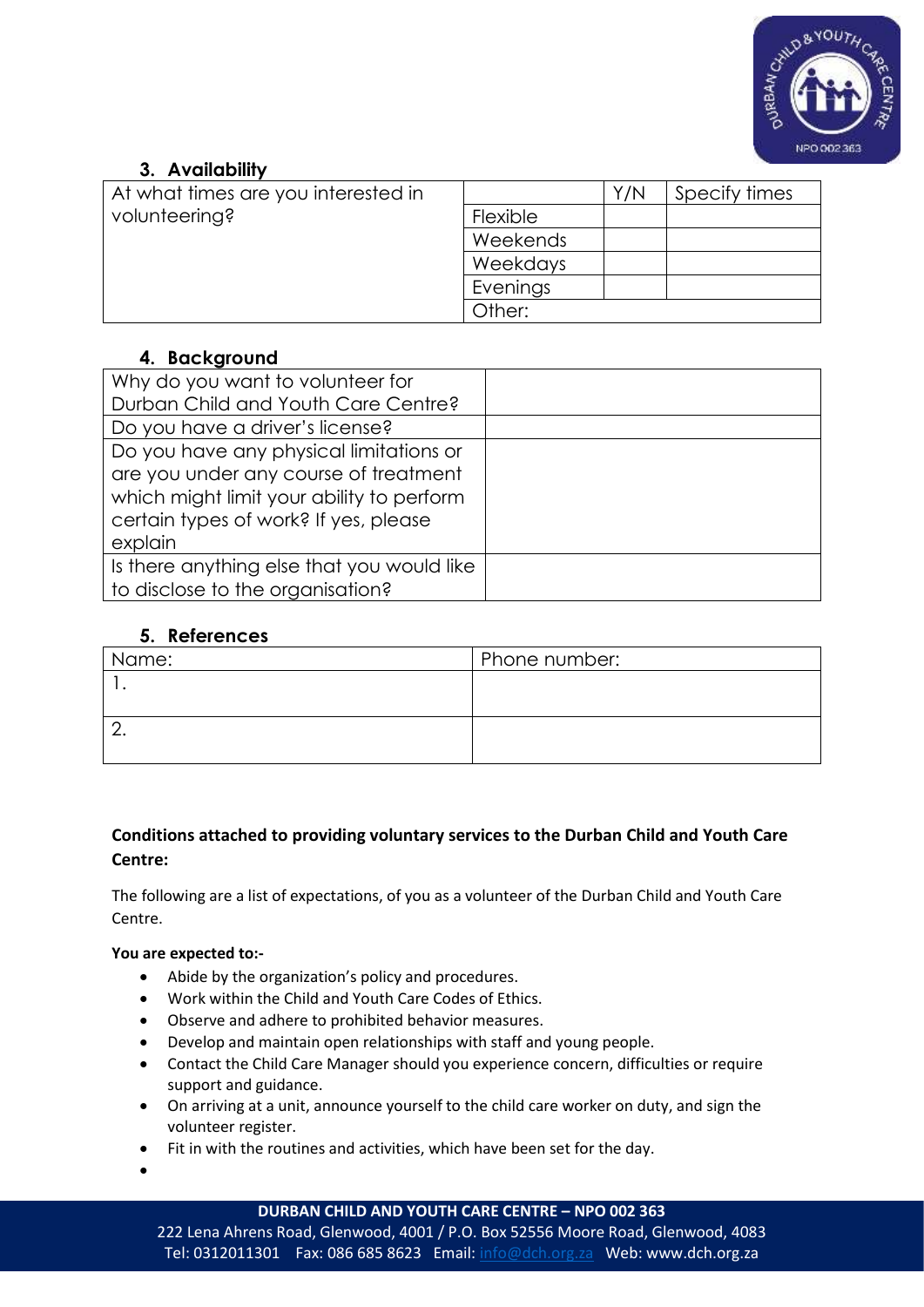### 3. Availability

| At what times are you interested in volunteering? | | Y/N | Specify times |
|---|---|---|---|
| | Flexible | | |
| | Weekends | | |
| | Weekdays | | |
| | Evenings | | |
| | Other: | | |

### 4. Background

| Why do you want to volunteer for Durban Child and Youth Care Centre? | |
|---|---|
| Do you have a driver's license? | |
| Do you have any physical limitations or are you under any course of treatment which might limit your ability to perform certain types of work? If yes, please explain | |
| Is there anything else that you would like to disclose to the organisation? | |

### 5. References

| Name: | Phone number: |
|---|---|
| 1. | |
| 2. | |

**Conditions attached to providing voluntary services to the Durban Child and Youth Care Centre:**

The following are a list of expectations, of you as a volunteer of the Durban Child and Youth Care Centre.

**You are expected to:-**

- Abide by the organization's policy and procedures.
- Work within the Child and Youth Care Codes of Ethics.
- Observe and adhere to prohibited behavior measures.
- Develop and maintain open relationships with staff and young people.
- Contact the Child Care Manager should you experience concern, difficulties or require support and guidance.
- On arriving at a unit, announce yourself to the child care worker on duty, and sign the volunteer register.
- Fit in with the routines and activities, which have been set for the day.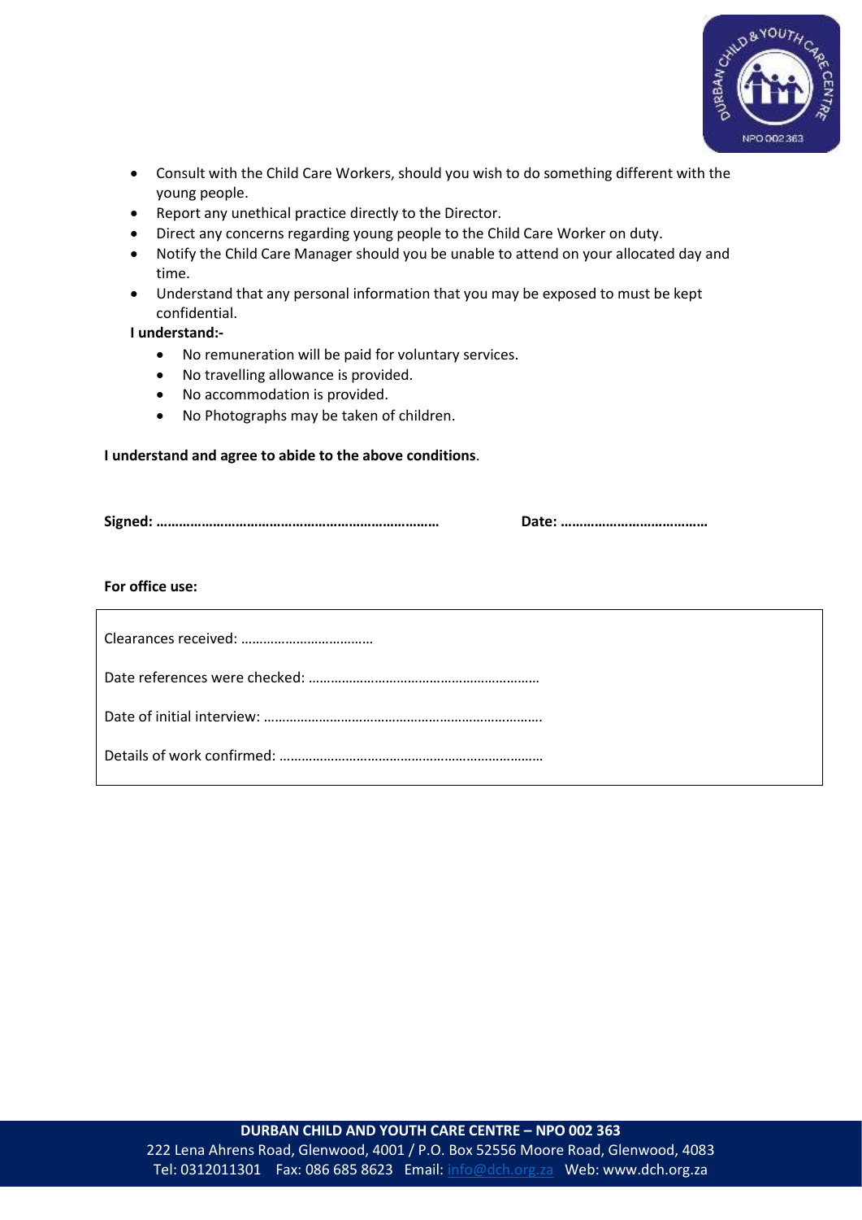- Consult with the Child Care Workers, should you wish to do something different with the young people.
- Report any unethical practice directly to the Director.
- Direct any concerns regarding young people to the Child Care Worker on duty.
- Notify the Child Care Manager should you be unable to attend on your allocated day and time.
- Understand that any personal information that you may be exposed to must be kept confidential.

**I understand:-**

- No remuneration will be paid for voluntary services.
- No travelling allowance is provided.
- No accommodation is provided.
- No Photographs may be taken of children.

**I understand and agree to abide to the above conditions**.

**Signed: …………………………………………………………………**  **Date: …………………………………**

**For office use:**

Clearances received: ………………………………

Date references were checked: ……………………………………………………

Date of initial interview: ………………………………………………………………..

Details of work confirmed: ……………………………………………………………